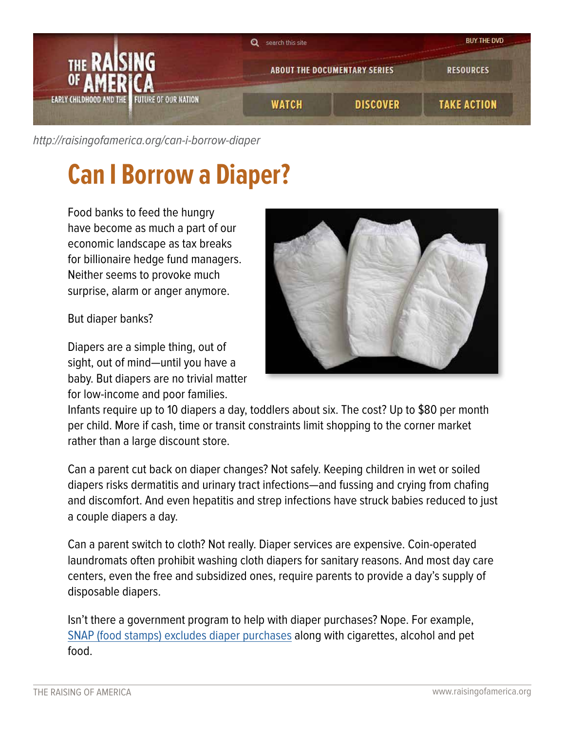http://raisingofamerica.org/can-i-borrow-diaper

# Can I Borrow a Diaper?

Food banks to feed the hungry have become as much a part of our economic landscape as tax breaks for billionaire hedge fund managers. Neither seems to provoke much surprise, alarm or anger anymore.

But diaper banks?

Diapers are a simple thing, out of sight, out of mind—until you have a baby. But diapers are no trivial matter for low-income and poor families. Infants require up to 10 diapers a day, toddlers about six. The cost? Up to $80 per month per child. More if cash, time or transit constraints limit shopping to the corner market rather than a large discount store.

Can a parent cut back on diaper changes? Not safely. Keeping children in wet or soiled diapers risks dermatitis and urinary tract infections—and fussing and crying from chafing and discomfort. And even hepatitis and strep infections have struck babies reduced to just a couple diapers a day.

Can a parent switch to cloth? Not really. Diaper services are expensive. Coin-operated laundromats often prohibit washing cloth diapers for sanitary reasons. And most day care centers, even the free and subsidized ones, require parents to provide a day's supply of disposable diapers.

Isn't there a government program to help with diaper purchases? Nope. For example, SNAP (food stamps) excludes diaper purchases along with cigarettes, alcohol and pet food.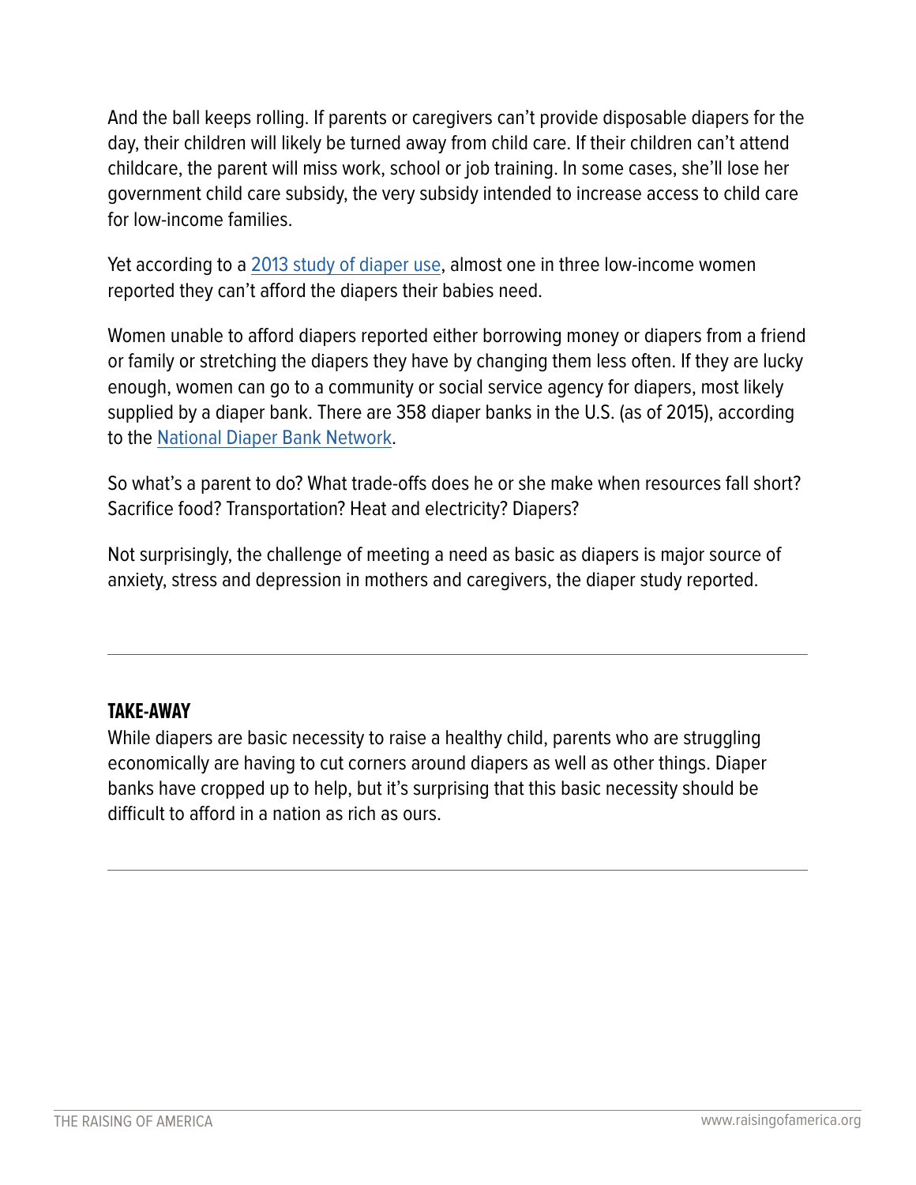And the ball keeps rolling. If parents or caregivers can't provide disposable diapers for the day, their children will likely be turned away from child care. If their children can't attend childcare, the parent will miss work, school or job training. In some cases, she'll lose her government child care subsidy, the very subsidy intended to increase access to child care for low-income families.

Yet according to a 2013 study of diaper use, almost one in three low-income women reported they can't afford the diapers their babies need.

Women unable to afford diapers reported either borrowing money or diapers from a friend or family or stretching the diapers they have by changing them less often. If they are lucky enough, women can go to a community or social service agency for diapers, most likely supplied by a diaper bank. There are 358 diaper banks in the U.S. (as of 2015), according to the National Diaper Bank Network.

So what's a parent to do? What trade-offs does he or she make when resources fall short? Sacrifice food? Transportation? Heat and electricity? Diapers?

Not surprisingly, the challenge of meeting a need as basic as diapers is major source of anxiety, stress and depression in mothers and caregivers, the diaper study reported.

---

**TAKE-AWAY**

While diapers are basic necessity to raise a healthy child, parents who are struggling economically are having to cut corners around diapers as well as other things. Diaper banks have cropped up to help, but it's surprising that this basic necessity should be difficult to afford in a nation as rich as ours.

---